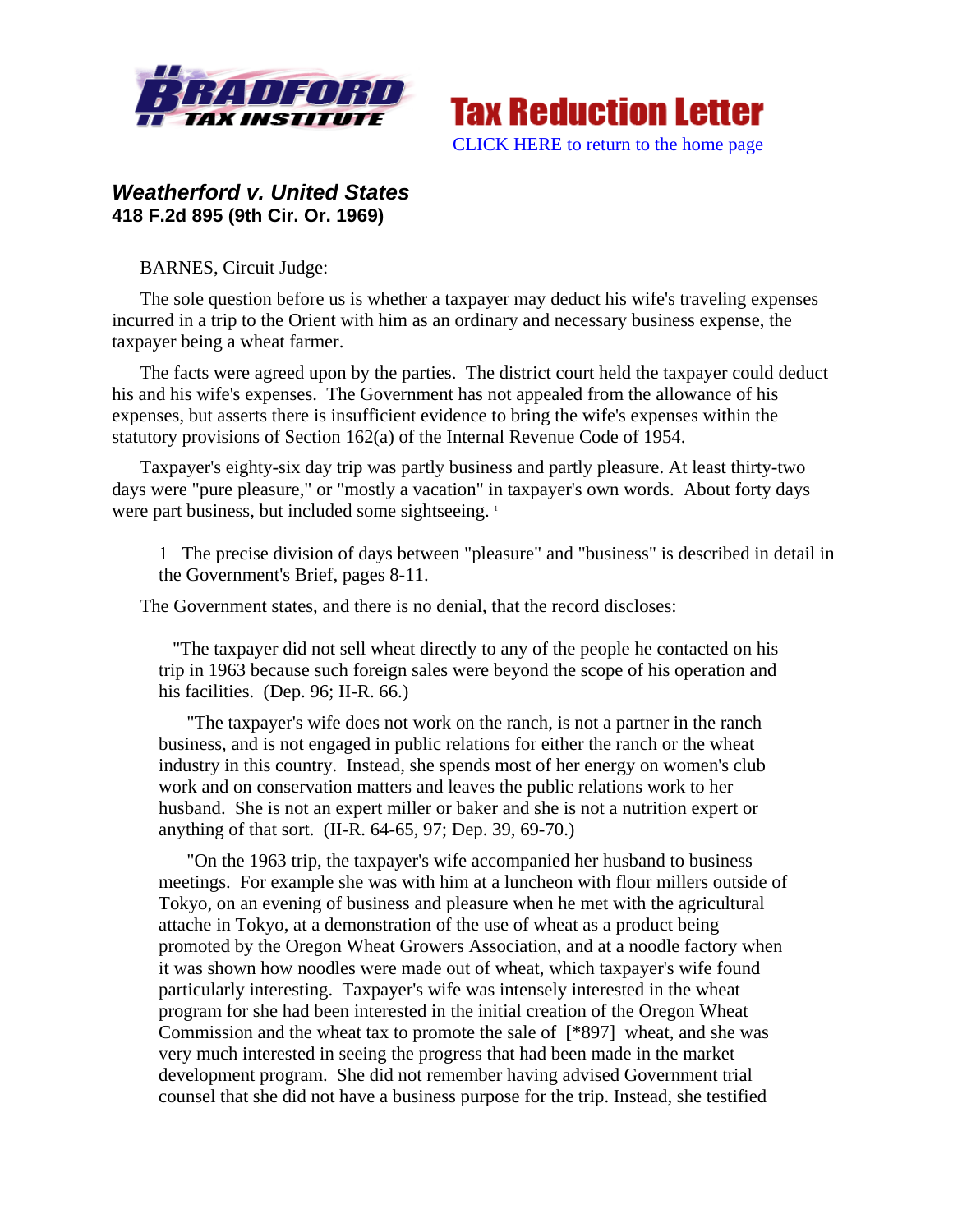Tax Reduction Letter

CLICK HERE to return to the home page

## *Weatherford v. United States*

**418 F.2d 895 (9th Cir. Or. 1969)**

BARNES, Circuit Judge:

The sole question before us is whether a taxpayer may deduct his wife's traveling expenses incurred in a trip to the Orient with him as an ordinary and necessary business expense, the taxpayer being a wheat farmer.

The facts were agreed upon by the parties. The district court held the taxpayer could deduct his and his wife's expenses. The Government has not appealed from the allowance of his expenses, but asserts there is insufficient evidence to bring the wife's expenses within the statutory provisions of Section 162(a) of the Internal Revenue Code of 1954.

Taxpayer's eighty-six day trip was partly business and partly pleasure. At least thirty-two days were "pure pleasure," or "mostly a vacation" in taxpayer's own words. About forty days were part business, but included some sightseeing. [1]

> 1 The precise division of days between "pleasure" and "business" is described in detail in the Government's Brief, pages 8-11.

The Government states, and there is no denial, that the record discloses:

> "The taxpayer did not sell wheat directly to any of the people he contacted on his trip in 1963 because such foreign sales were beyond the scope of his operation and his facilities. (Dep. 96; II-R. 66.)
>
> "The taxpayer's wife does not work on the ranch, is not a partner in the ranch business, and is not engaged in public relations for either the ranch or the wheat industry in this country. Instead, she spends most of her energy on women's club work and on conservation matters and leaves the public relations work to her husband. She is not an expert miller or baker and she is not a nutrition expert or anything of that sort. (II-R. 64-65, 97; Dep. 39, 69-70.)
>
> "On the 1963 trip, the taxpayer's wife accompanied her husband to business meetings. For example she was with him at a luncheon with flour millers outside of Tokyo, on an evening of business and pleasure when he met with the agricultural attache in Tokyo, at a demonstration of the use of wheat as a product being promoted by the Oregon Wheat Growers Association, and at a noodle factory when it was shown how noodles were made out of wheat, which taxpayer's wife found particularly interesting. Taxpayer's wife was intensely interested in the wheat program for she had been interested in the initial creation of the Oregon Wheat Commission and the wheat tax to promote the sale of [*897] wheat, and she was very much interested in seeing the progress that had been made in the market development program. She did not remember having advised Government trial counsel that she did not have a business purpose for the trip. Instead, she testified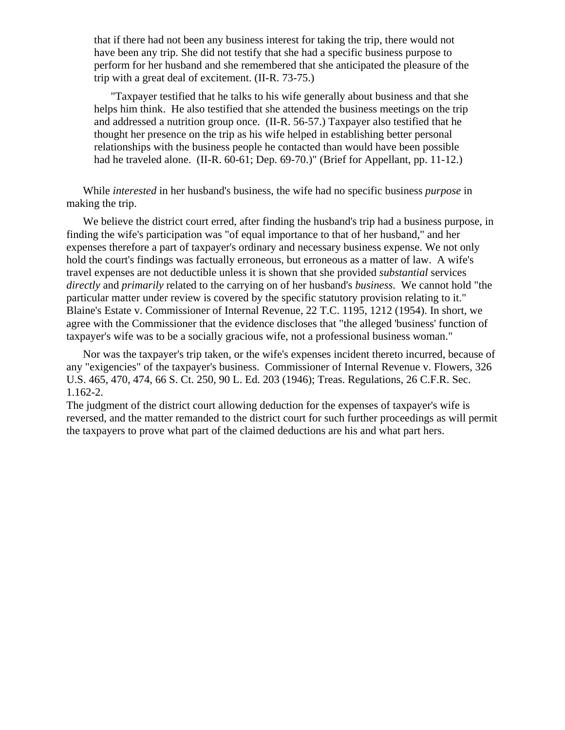> that if there had not been any business interest for taking the trip, there would not have been any trip. She did not testify that she had a specific business purpose to perform for her husband and she remembered that she anticipated the pleasure of the trip with a great deal of excitement. (II-R. 73-75.)
>
> "Taxpayer testified that he talks to his wife generally about business and that she helps him think. He also testified that she attended the business meetings on the trip and addressed a nutrition group once. (II-R. 56-57.) Taxpayer also testified that he thought her presence on the trip as his wife helped in establishing better personal relationships with the business people he contacted than would have been possible had he traveled alone. (II-R. 60-61; Dep. 69-70.)" (Brief for Appellant, pp. 11-12.)

While *interested* in her husband's business, the wife had no specific business *purpose* in making the trip.

We believe the district court erred, after finding the husband's trip had a business purpose, in finding the wife's participation was "of equal importance to that of her husband," and her expenses therefore a part of taxpayer's ordinary and necessary business expense. We not only hold the court's findings was factually erroneous, but erroneous as a matter of law. A wife's travel expenses are not deductible unless it is shown that she provided *substantial* services *directly* and *primarily* related to the carrying on of her husband's *business*. We cannot hold "the particular matter under review is covered by the specific statutory provision relating to it." Blaine's Estate v. Commissioner of Internal Revenue, 22 T.C. 1195, 1212 (1954). In short, we agree with the Commissioner that the evidence discloses that "the alleged 'business' function of taxpayer's wife was to be a socially gracious wife, not a professional business woman."

Nor was the taxpayer's trip taken, or the wife's expenses incident thereto incurred, because of any "exigencies" of the taxpayer's business. Commissioner of Internal Revenue v. Flowers, 326 U.S. 465, 470, 474, 66 S. Ct. 250, 90 L. Ed. 203 (1946); Treas. Regulations, 26 C.F.R. Sec. 1.162-2.

The judgment of the district court allowing deduction for the expenses of taxpayer's wife is reversed, and the matter remanded to the district court for such further proceedings as will permit the taxpayers to prove what part of the claimed deductions are his and what part hers.